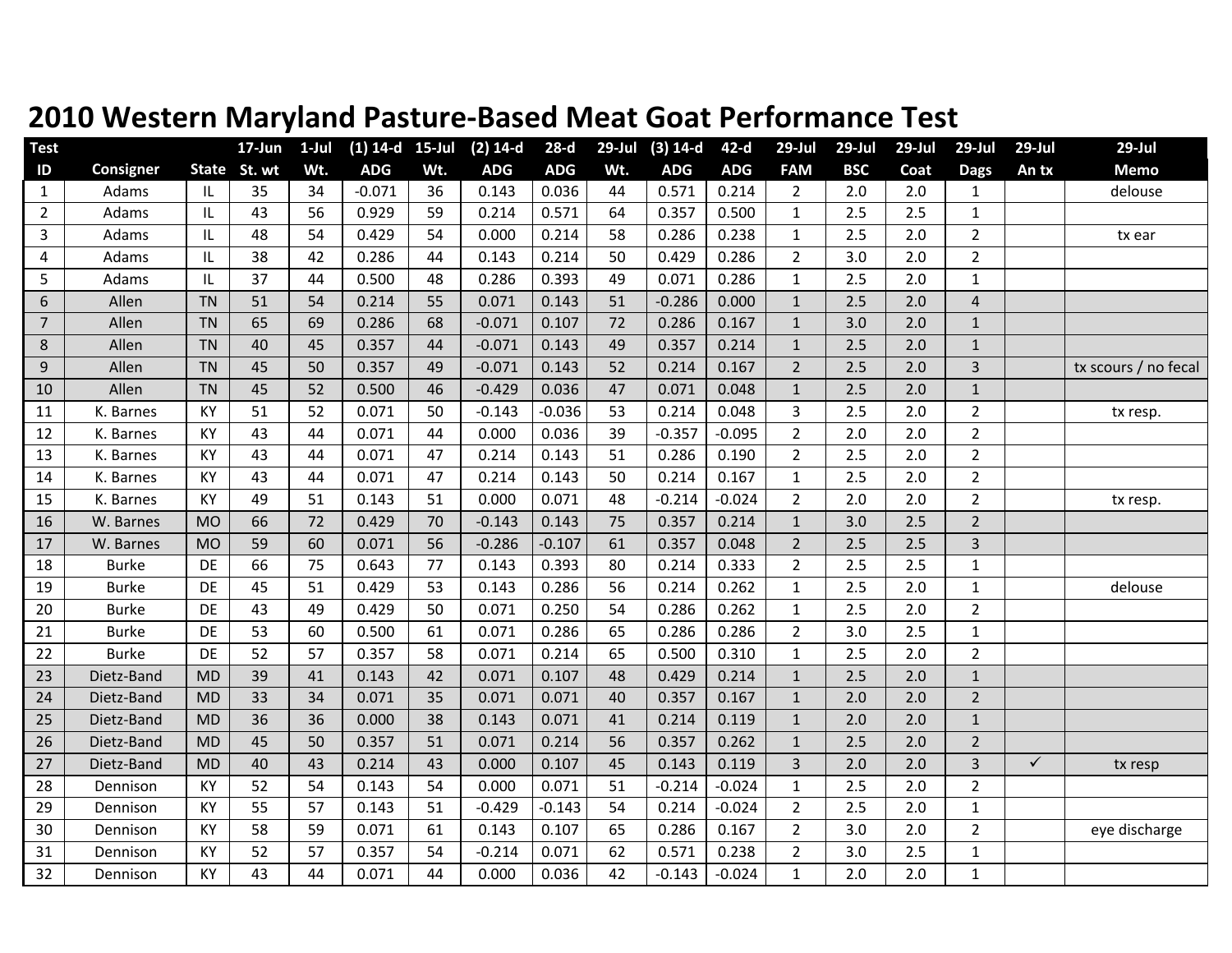# 2010 Western Maryland Pasture-Based Meat Goat Performance Test

| Test ID | Consigner | State | 17-Jun St. wt | 1-Jul Wt. | (1) 14-d ADG | 15-Jul Wt. | (2) 14-d ADG | 28-d ADG | 29-Jul Wt. | (3) 14-d ADG | 42-d ADG | 29-Jul FAM | 29-Jul BSC | 29-Jul Coat | 29-Jul Dags | 29-Jul An tx | 29-Jul Memo |
|---|---|---|---|---|---|---|---|---|---|---|---|---|---|---|---|---|---|
| 1 | Adams | IL | 35 | 34 | -0.071 | 36 | 0.143 | 0.036 | 44 | 0.571 | 0.214 | 2 | 2.0 | 2.0 | 1 | | delouse |
| 2 | Adams | IL | 43 | 56 | 0.929 | 59 | 0.214 | 0.571 | 64 | 0.357 | 0.500 | 1 | 2.5 | 2.5 | 1 | | |
| 3 | Adams | IL | 48 | 54 | 0.429 | 54 | 0.000 | 0.214 | 58 | 0.286 | 0.238 | 1 | 2.5 | 2.0 | 2 | | tx ear |
| 4 | Adams | IL | 38 | 42 | 0.286 | 44 | 0.143 | 0.214 | 50 | 0.429 | 0.286 | 2 | 3.0 | 2.0 | 2 | | |
| 5 | Adams | IL | 37 | 44 | 0.500 | 48 | 0.286 | 0.393 | 49 | 0.071 | 0.286 | 1 | 2.5 | 2.0 | 1 | | |
| 6 | Allen | TN | 51 | 54 | 0.214 | 55 | 0.071 | 0.143 | 51 | -0.286 | 0.000 | 1 | 2.5 | 2.0 | 4 | | |
| 7 | Allen | TN | 65 | 69 | 0.286 | 68 | -0.071 | 0.107 | 72 | 0.286 | 0.167 | 1 | 3.0 | 2.0 | 1 | | |
| 8 | Allen | TN | 40 | 45 | 0.357 | 44 | -0.071 | 0.143 | 49 | 0.357 | 0.214 | 1 | 2.5 | 2.0 | 1 | | |
| 9 | Allen | TN | 45 | 50 | 0.357 | 49 | -0.071 | 0.143 | 52 | 0.214 | 0.167 | 2 | 2.5 | 2.0 | 3 | | tx scours / no fecal |
| 10 | Allen | TN | 45 | 52 | 0.500 | 46 | -0.429 | 0.036 | 47 | 0.071 | 0.048 | 1 | 2.5 | 2.0 | 1 | | |
| 11 | K. Barnes | KY | 51 | 52 | 0.071 | 50 | -0.143 | -0.036 | 53 | 0.214 | 0.048 | 3 | 2.5 | 2.0 | 2 | | tx resp. |
| 12 | K. Barnes | KY | 43 | 44 | 0.071 | 44 | 0.000 | 0.036 | 39 | -0.357 | -0.095 | 2 | 2.0 | 2.0 | 2 | | |
| 13 | K. Barnes | KY | 43 | 44 | 0.071 | 47 | 0.214 | 0.143 | 51 | 0.286 | 0.190 | 2 | 2.5 | 2.0 | 2 | | |
| 14 | K. Barnes | KY | 43 | 44 | 0.071 | 47 | 0.214 | 0.143 | 50 | 0.214 | 0.167 | 1 | 2.5 | 2.0 | 2 | | |
| 15 | K. Barnes | KY | 49 | 51 | 0.143 | 51 | 0.000 | 0.071 | 48 | -0.214 | -0.024 | 2 | 2.0 | 2.0 | 2 | | tx resp. |
| 16 | W. Barnes | MO | 66 | 72 | 0.429 | 70 | -0.143 | 0.143 | 75 | 0.357 | 0.214 | 1 | 3.0 | 2.5 | 2 | | |
| 17 | W. Barnes | MO | 59 | 60 | 0.071 | 56 | -0.286 | -0.107 | 61 | 0.357 | 0.048 | 2 | 2.5 | 2.5 | 3 | | |
| 18 | Burke | DE | 66 | 75 | 0.643 | 77 | 0.143 | 0.393 | 80 | 0.214 | 0.333 | 2 | 2.5 | 2.5 | 1 | | |
| 19 | Burke | DE | 45 | 51 | 0.429 | 53 | 0.143 | 0.286 | 56 | 0.214 | 0.262 | 1 | 2.5 | 2.0 | 1 | | delouse |
| 20 | Burke | DE | 43 | 49 | 0.429 | 50 | 0.071 | 0.250 | 54 | 0.286 | 0.262 | 1 | 2.5 | 2.0 | 2 | | |
| 21 | Burke | DE | 53 | 60 | 0.500 | 61 | 0.071 | 0.286 | 65 | 0.286 | 0.286 | 2 | 3.0 | 2.5 | 1 | | |
| 22 | Burke | DE | 52 | 57 | 0.357 | 58 | 0.071 | 0.214 | 65 | 0.500 | 0.310 | 1 | 2.5 | 2.0 | 2 | | |
| 23 | Dietz-Band | MD | 39 | 41 | 0.143 | 42 | 0.071 | 0.107 | 48 | 0.429 | 0.214 | 1 | 2.5 | 2.0 | 1 | | |
| 24 | Dietz-Band | MD | 33 | 34 | 0.071 | 35 | 0.071 | 0.071 | 40 | 0.357 | 0.167 | 1 | 2.0 | 2.0 | 2 | | |
| 25 | Dietz-Band | MD | 36 | 36 | 0.000 | 38 | 0.143 | 0.071 | 41 | 0.214 | 0.119 | 1 | 2.0 | 2.0 | 1 | | |
| 26 | Dietz-Band | MD | 45 | 50 | 0.357 | 51 | 0.071 | 0.214 | 56 | 0.357 | 0.262 | 1 | 2.5 | 2.0 | 2 | | |
| 27 | Dietz-Band | MD | 40 | 43 | 0.214 | 43 | 0.000 | 0.107 | 45 | 0.143 | 0.119 | 3 | 2.0 | 2.0 | 3 | ✓ | tx resp |
| 28 | Dennison | KY | 52 | 54 | 0.143 | 54 | 0.000 | 0.071 | 51 | -0.214 | -0.024 | 1 | 2.5 | 2.0 | 2 | | |
| 29 | Dennison | KY | 55 | 57 | 0.143 | 51 | -0.429 | -0.143 | 54 | 0.214 | -0.024 | 2 | 2.5 | 2.0 | 1 | | |
| 30 | Dennison | KY | 58 | 59 | 0.071 | 61 | 0.143 | 0.107 | 65 | 0.286 | 0.167 | 2 | 3.0 | 2.0 | 2 | | eye discharge |
| 31 | Dennison | KY | 52 | 57 | 0.357 | 54 | -0.214 | 0.071 | 62 | 0.571 | 0.238 | 2 | 3.0 | 2.5 | 1 | | |
| 32 | Dennison | KY | 43 | 44 | 0.071 | 44 | 0.000 | 0.036 | 42 | -0.143 | -0.024 | 1 | 2.0 | 2.0 | 1 | | |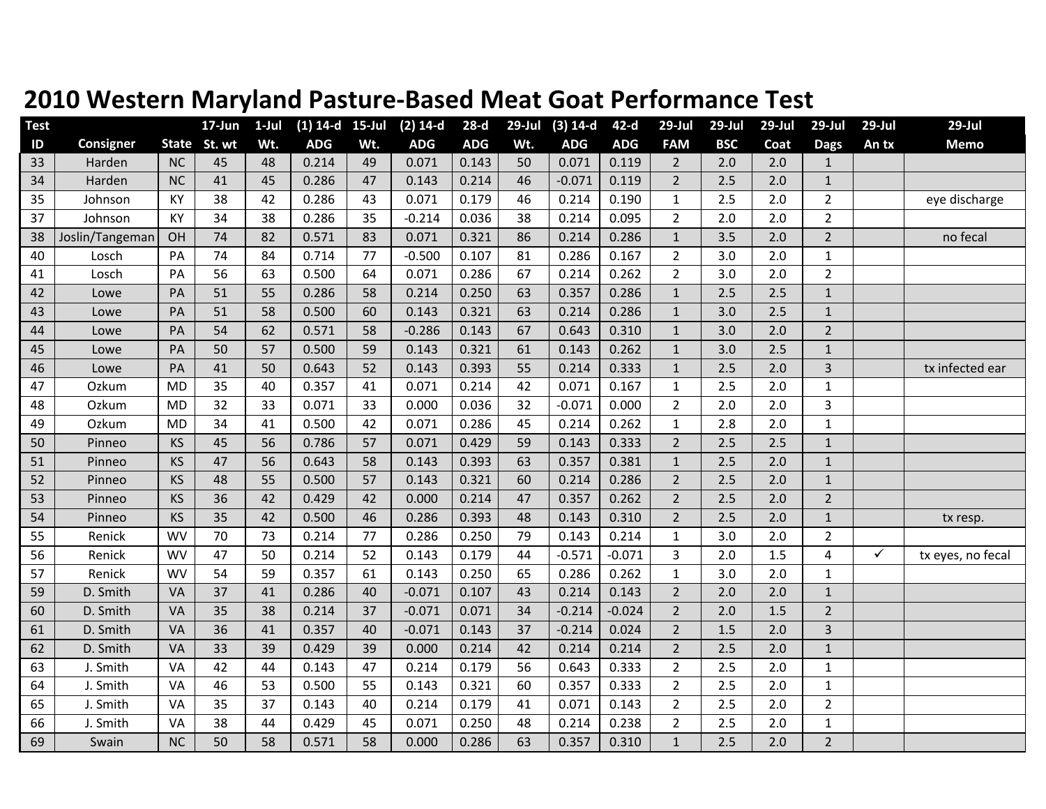# 2010 Western Maryland Pasture-Based Meat Goat Performance Test

| Test ID | Consigner | State | 17-Jun St. wt | 1-Jul Wt. | (1) 14-d ADG | 15-Jul Wt. | (2) 14-d ADG | 28-d ADG | 29-Jul Wt. | (3) 14-d ADG | 42-d ADG | 29-Jul FAM | 29-Jul BSC | 29-Jul Coat | 29-Jul Dags | 29-Jul An tx | 29-Jul Memo |
|---|---|---|---|---|---|---|---|---|---|---|---|---|---|---|---|---|---|
| 33 | Harden | NC | 45 | 48 | 0.214 | 49 | 0.071 | 0.143 | 50 | 0.071 | 0.119 | 2 | 2.0 | 2.0 | 1 | | |
| 34 | Harden | NC | 41 | 45 | 0.286 | 47 | 0.143 | 0.214 | 46 | -0.071 | 0.119 | 2 | 2.5 | 2.0 | 1 | | |
| 35 | Johnson | KY | 38 | 42 | 0.286 | 43 | 0.071 | 0.179 | 46 | 0.214 | 0.190 | 1 | 2.5 | 2.0 | 2 | | eye discharge |
| 37 | Johnson | KY | 34 | 38 | 0.286 | 35 | -0.214 | 0.036 | 38 | 0.214 | 0.095 | 2 | 2.0 | 2.0 | 2 | | |
| 38 | Joslin/Tangeman | OH | 74 | 82 | 0.571 | 83 | 0.071 | 0.321 | 86 | 0.214 | 0.286 | 1 | 3.5 | 2.0 | 2 | | no fecal |
| 40 | Losch | PA | 74 | 84 | 0.714 | 77 | -0.500 | 0.107 | 81 | 0.286 | 0.167 | 2 | 3.0 | 2.0 | 1 | | |
| 41 | Losch | PA | 56 | 63 | 0.500 | 64 | 0.071 | 0.286 | 67 | 0.214 | 0.262 | 2 | 3.0 | 2.0 | 2 | | |
| 42 | Lowe | PA | 51 | 55 | 0.286 | 58 | 0.214 | 0.250 | 63 | 0.357 | 0.286 | 1 | 2.5 | 2.5 | 1 | | |
| 43 | Lowe | PA | 51 | 58 | 0.500 | 60 | 0.143 | 0.321 | 63 | 0.214 | 0.286 | 1 | 3.0 | 2.5 | 1 | | |
| 44 | Lowe | PA | 54 | 62 | 0.571 | 58 | -0.286 | 0.143 | 67 | 0.643 | 0.310 | 1 | 3.0 | 2.0 | 2 | | |
| 45 | Lowe | PA | 50 | 57 | 0.500 | 59 | 0.143 | 0.321 | 61 | 0.143 | 0.262 | 1 | 3.0 | 2.5 | 1 | | |
| 46 | Lowe | PA | 41 | 50 | 0.643 | 52 | 0.143 | 0.393 | 55 | 0.214 | 0.333 | 1 | 2.5 | 2.0 | 3 | | tx infected ear |
| 47 | Ozkum | MD | 35 | 40 | 0.357 | 41 | 0.071 | 0.214 | 42 | 0.071 | 0.167 | 1 | 2.5 | 2.0 | 1 | | |
| 48 | Ozkum | MD | 32 | 33 | 0.071 | 33 | 0.000 | 0.036 | 32 | -0.071 | 0.000 | 2 | 2.0 | 2.0 | 3 | | |
| 49 | Ozkum | MD | 34 | 41 | 0.500 | 42 | 0.071 | 0.286 | 45 | 0.214 | 0.262 | 1 | 2.8 | 2.0 | 1 | | |
| 50 | Pinneo | KS | 45 | 56 | 0.786 | 57 | 0.071 | 0.429 | 59 | 0.143 | 0.333 | 2 | 2.5 | 2.5 | 1 | | |
| 51 | Pinneo | KS | 47 | 56 | 0.643 | 58 | 0.143 | 0.393 | 63 | 0.357 | 0.381 | 1 | 2.5 | 2.0 | 1 | | |
| 52 | Pinneo | KS | 48 | 55 | 0.500 | 57 | 0.143 | 0.321 | 60 | 0.214 | 0.286 | 2 | 2.5 | 2.0 | 1 | | |
| 53 | Pinneo | KS | 36 | 42 | 0.429 | 42 | 0.000 | 0.214 | 47 | 0.357 | 0.262 | 2 | 2.5 | 2.0 | 2 | | |
| 54 | Pinneo | KS | 35 | 42 | 0.500 | 46 | 0.286 | 0.393 | 48 | 0.143 | 0.310 | 2 | 2.5 | 2.0 | 1 | | tx resp. |
| 55 | Renick | WV | 70 | 73 | 0.214 | 77 | 0.286 | 0.250 | 79 | 0.143 | 0.214 | 1 | 3.0 | 2.0 | 2 | | |
| 56 | Renick | WV | 47 | 50 | 0.214 | 52 | 0.143 | 0.179 | 44 | -0.571 | -0.071 | 3 | 2.0 | 1.5 | 4 | ✓ | tx eyes, no fecal |
| 57 | Renick | WV | 54 | 59 | 0.357 | 61 | 0.143 | 0.250 | 65 | 0.286 | 0.262 | 1 | 3.0 | 2.0 | 1 | | |
| 59 | D. Smith | VA | 37 | 41 | 0.286 | 40 | -0.071 | 0.107 | 43 | 0.214 | 0.143 | 2 | 2.0 | 2.0 | 1 | | |
| 60 | D. Smith | VA | 35 | 38 | 0.214 | 37 | -0.071 | 0.071 | 34 | -0.214 | -0.024 | 2 | 2.0 | 1.5 | 2 | | |
| 61 | D. Smith | VA | 36 | 41 | 0.357 | 40 | -0.071 | 0.143 | 37 | -0.214 | 0.024 | 2 | 1.5 | 2.0 | 3 | | |
| 62 | D. Smith | VA | 33 | 39 | 0.429 | 39 | 0.000 | 0.214 | 42 | 0.214 | 0.214 | 2 | 2.5 | 2.0 | 1 | | |
| 63 | J. Smith | VA | 42 | 44 | 0.143 | 47 | 0.214 | 0.179 | 56 | 0.643 | 0.333 | 2 | 2.5 | 2.0 | 1 | | |
| 64 | J. Smith | VA | 46 | 53 | 0.500 | 55 | 0.143 | 0.321 | 60 | 0.357 | 0.333 | 2 | 2.5 | 2.0 | 1 | | |
| 65 | J. Smith | VA | 35 | 37 | 0.143 | 40 | 0.214 | 0.179 | 41 | 0.071 | 0.143 | 2 | 2.5 | 2.0 | 2 | | |
| 66 | J. Smith | VA | 38 | 44 | 0.429 | 45 | 0.071 | 0.250 | 48 | 0.214 | 0.238 | 2 | 2.5 | 2.0 | 1 | | |
| 69 | Swain | NC | 50 | 58 | 0.571 | 58 | 0.000 | 0.286 | 63 | 0.357 | 0.310 | 1 | 2.5 | 2.0 | 2 | | |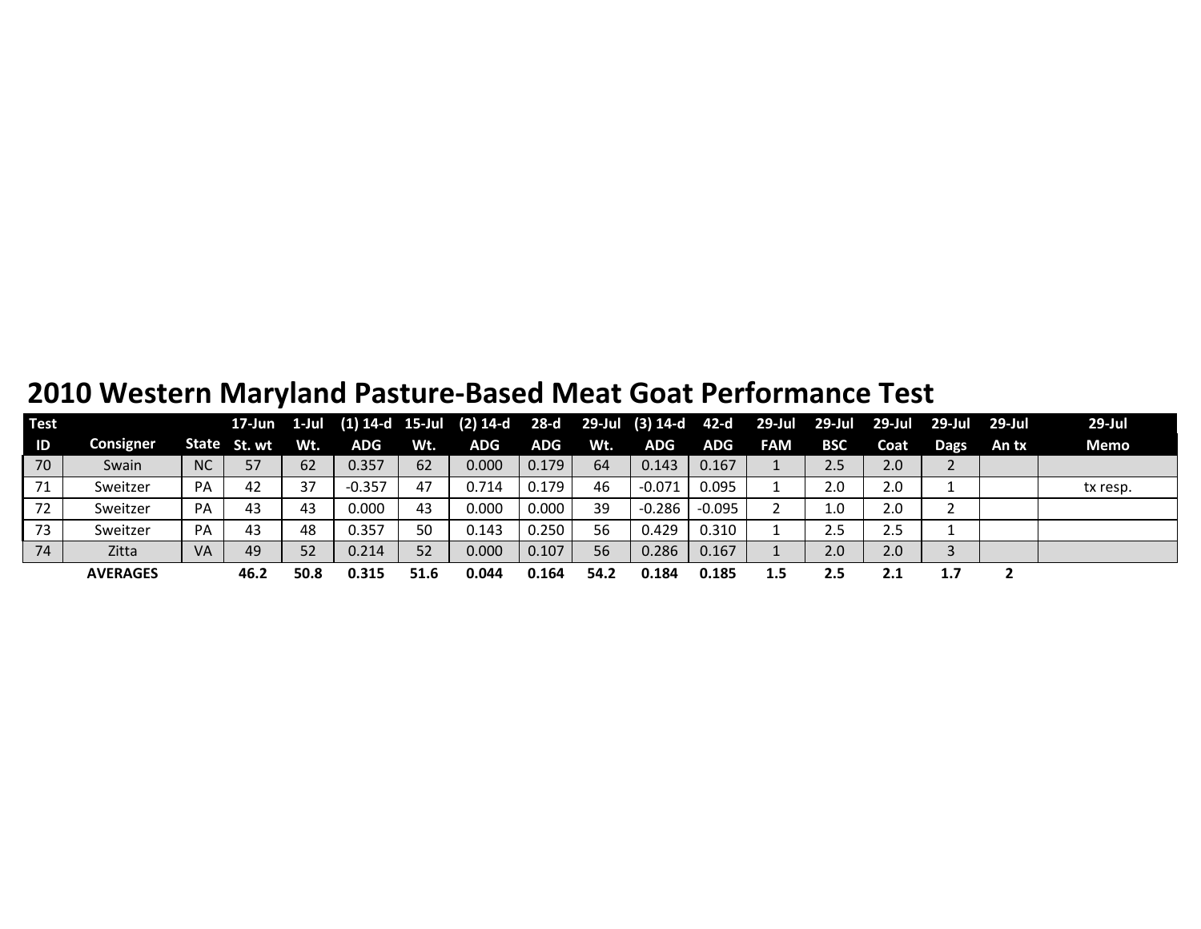# 2010 Western Maryland Pasture-Based Meat Goat Performance Test

| Test ID | Consigner | State | 17-Jun St. wt | 1-Jul Wt. | (1) 14-d ADG | 15-Jul Wt. | (2) 14-d ADG | 28-d ADG | 29-Jul Wt. | (3) 14-d ADG | 42-d ADG | 29-Jul FAM | 29-Jul BSC | 29-Jul Coat | 29-Jul Dags | 29-Jul An tx | 29-Jul Memo |
|---|---|---|---|---|---|---|---|---|---|---|---|---|---|---|---|---|---|
| 70 | Swain | NC | 57 | 62 | 0.357 | 62 | 0.000 | 0.179 | 64 | 0.143 | 0.167 | 1 | 2.5 | 2.0 | 2 | | |
| 71 | Sweitzer | PA | 42 | 37 | -0.357 | 47 | 0.714 | 0.179 | 46 | -0.071 | 0.095 | 1 | 2.0 | 2.0 | 1 | | tx resp. |
| 72 | Sweitzer | PA | 43 | 43 | 0.000 | 43 | 0.000 | 0.000 | 39 | -0.286 | -0.095 | 2 | 1.0 | 2.0 | 2 | | |
| 73 | Sweitzer | PA | 43 | 48 | 0.357 | 50 | 0.143 | 0.250 | 56 | 0.429 | 0.310 | 1 | 2.5 | 2.5 | 1 | | |
| 74 | Zitta | VA | 49 | 52 | 0.214 | 52 | 0.000 | 0.107 | 56 | 0.286 | 0.167 | 1 | 2.0 | 2.0 | 3 | | |
| | **AVERAGES** | | **46.2** | **50.8** | **0.315** | **51.6** | **0.044** | **0.164** | **54.2** | **0.184** | **0.185** | **1.5** | **2.5** | **2.1** | **1.7** | **2** | |